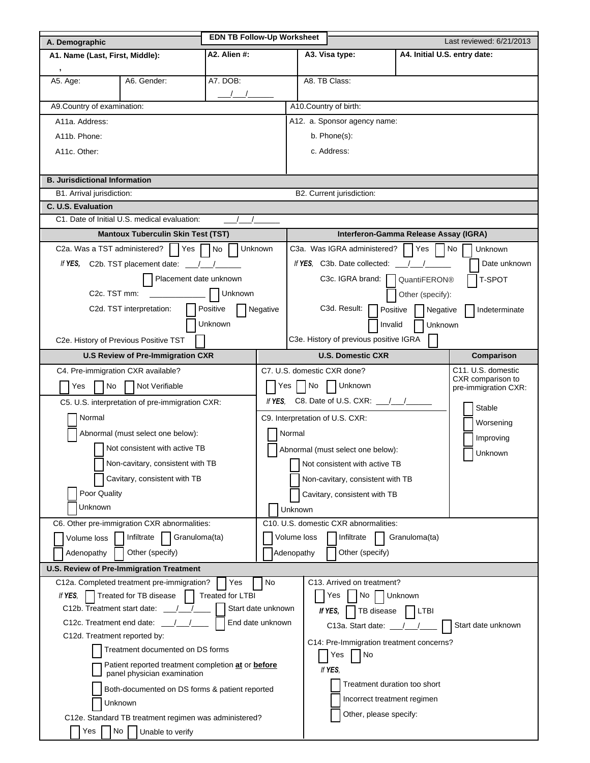# EDN TB Follow-Up Worksheet

Last reviewed: 6/21/2013

## A. Demographic

| A1. Name (Last, First, Middle): , | A2. Alien #: | A3. Visa type: | A4. Initial U.S. entry date: |
|---|---|---|---|
| A5. Age: | A6. Gender: | A7. DOB: ___/___/______ | A8. TB Class: |

| A9. Country of examination: | A10. Country of birth: |
|---|---|
| A11a. Address: | A12. a. Sponsor agency name: |
| A11b. Phone: | b. Phone(s): |
| A11c. Other: | c. Address: |

## B. Jurisdictional Information

B1. Arrival jurisdiction:

B2. Current jurisdiction:

## C. U.S. Evaluation

C1. Date of Initial U.S. medical evaluation: ___/___/______

### Mantoux Tuberculin Skin Test (TST)

C2a. Was a TST administered? ☐ Yes ☐ No ☐ Unknown

*If **YES**,* C2b. TST placement date: ___/___/______

☐ Placement date unknown

C2c. TST mm: ____________ ☐ Unknown

C2d. TST interpretation: ☐ Positive ☐ Negative ☐ Unknown

C2e. History of Previous Positive TST ☐

### Interferon-Gamma Release Assay (IGRA)

C3a. Was IGRA administered? ☐ Yes ☐ No ☐ Unknown

*If **YES**,* C3b. Date collected: ___/___/______ ☐ Date unknown

C3c. IGRA brand: ☐ QuantiFERON® ☐ T-SPOT ☐ Other (specify):

C3d. Result: ☐ Positive ☐ Negative ☐ Indeterminate ☐ Invalid ☐ Unknown

C3e. History of previous positive IGRA ☐

### U.S Review of Pre-Immigration CXR

C4. Pre-immigration CXR available?

☐ Yes ☐ No ☐ Not Verifiable

C5. U.S. interpretation of pre-immigration CXR:

☐ Normal

☐ Abnormal (must select one below):

- ☐ Not consistent with active TB
- ☐ Non-cavitary, consistent with TB
- ☐ Cavitary, consistent with TB

☐ Poor Quality

☐ Unknown

C6. Other pre-immigration CXR abnormalities:

☐ Volume loss ☐ Infiltrate ☐ Granuloma(ta) ☐ Adenopathy ☐ Other (specify)

### U.S. Domestic CXR

C7. U.S. domestic CXR done?

☐ Yes ☐ No ☐ Unknown

*If **YES**,* C8. Date of U.S. CXR: ___/___/______

C9. Interpretation of U.S. CXR:

☐ Normal

☐ Abnormal (must select one below):

- ☐ Not consistent with active TB
- ☐ Non-cavitary, consistent with TB
- ☐ Cavitary, consistent with TB

☐ Unknown

C10. U.S. domestic CXR abnormalities:

☐ Volume loss ☐ Infiltrate ☐ Granuloma(ta) ☐ Adenopathy ☐ Other (specify)

### Comparison

C11. U.S. domestic CXR comparison to pre-immigration CXR:

☐ Stable

☐ Worsening

☐ Improving

☐ Unknown

### U.S. Review of Pre-Immigration Treatment

C12a. Completed treatment pre-immigration? ☐ Yes ☐ No

*If **YES**,* ☐ Treated for TB disease ☐ Treated for LTBI

C12b. Treatment start date: ___/___/____ ☐ Start date unknown

C12c. Treatment end date: ___/___/____ ☐ End date unknown

C12d. Treatment reported by:

- ☐ Treatment documented on DS forms
- ☐ Patient reported treatment completion **at** or **before** panel physician examination
- ☐ Both-documented on DS forms & patient reported
- ☐ Unknown

C12e. Standard TB treatment regimen was administered?

☐ Yes ☐ No ☐ Unable to verify

C13. Arrived on treatment?

☐ Yes ☐ No ☐ Unknown

***If YES,*** ☐ TB disease ☐ LTBI

C13a. Start date: ___/___/____ ☐ Start date unknown

C14: Pre-Immigration treatment concerns?

☐ Yes ☐ No

*If **YES**,*

- ☐ Treatment duration too short
- ☐ Incorrect treatment regimen
- ☐ Other, please specify: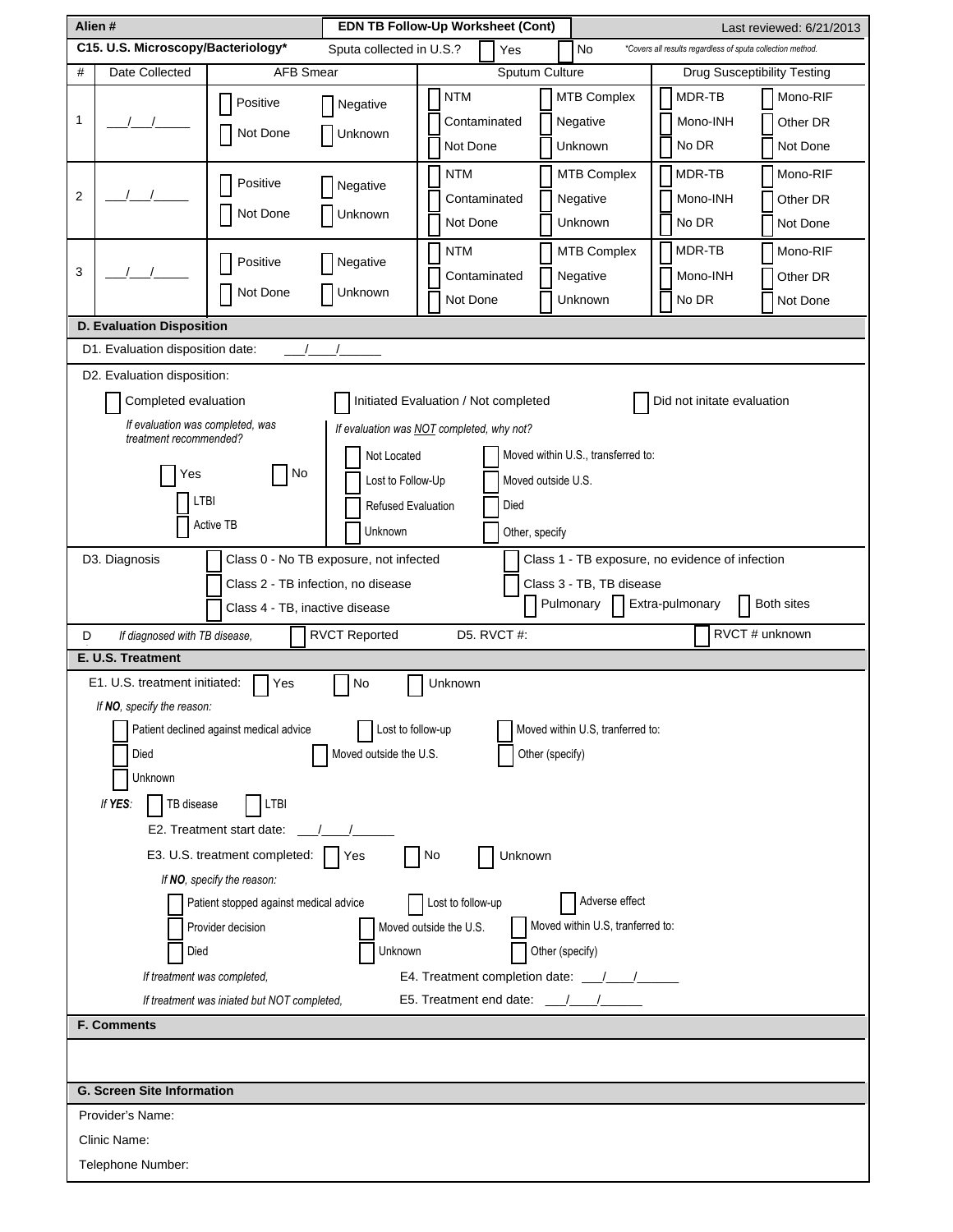| Alien # | EDN TB Follow-Up Worksheet (Cont) | Last reviewed: 6/21/2013 |
|---|---|---|

**C15. U.S. Microscopy/Bacteriology*** Sputa collected in U.S.? ☐ Yes ☐ No *\*Covers all results regardless of sputa collection method.*

| # | Date Collected | AFB Smear | Sputum Culture | Drug Susceptibility Testing |
|---|---|---|---|---|
| 1 | \_\_\_/\_\_\_/\_\_\_\_\_ | ☐ Positive ☐ Negative ☐ Not Done ☐ Unknown | ☐ NTM ☐ MTB Complex ☐ Contaminated ☐ Negative ☐ Not Done ☐ Unknown | ☐ MDR-TB ☐ Mono-RIF ☐ Mono-INH ☐ Other DR ☐ No DR ☐ Not Done |
| 2 | \_\_\_/\_\_\_/\_\_\_\_\_ | ☐ Positive ☐ Negative ☐ Not Done ☐ Unknown | ☐ NTM ☐ MTB Complex ☐ Contaminated ☐ Negative ☐ Not Done ☐ Unknown | ☐ MDR-TB ☐ Mono-RIF ☐ Mono-INH ☐ Other DR ☐ No DR ☐ Not Done |
| 3 | \_\_\_/\_\_\_/\_\_\_\_\_ | ☐ Positive ☐ Negative ☐ Not Done ☐ Unknown | ☐ NTM ☐ MTB Complex ☐ Contaminated ☐ Negative ☐ Not Done ☐ Unknown | ☐ MDR-TB ☐ Mono-RIF ☐ Mono-INH ☐ Other DR ☐ No DR ☐ Not Done |

## D. Evaluation Disposition

D1. Evaluation disposition date: \_\_\_/\_\_\_\_/\_\_\_\_\_\_

D2. Evaluation disposition:

☐ Completed evaluation ☐ Initiated Evaluation / Not completed ☐ Did not initate evaluation

*If evaluation was completed, was treatment recommended?*

☐ Yes ☐ No

☐ LTBI

☐ Active TB

*If evaluation was NOT completed, why not?*

☐ Not Located ☐ Moved within U.S., transferred to:

☐ Lost to Follow-Up ☐ Moved outside U.S.

☐ Refused Evaluation ☐ Died

☐ Unknown ☐ Other, specify

D3. Diagnosis

☐ Class 0 - No TB exposure, not infected ☐ Class 1 - TB exposure, no evidence of infection

☐ Class 2 - TB infection, no disease ☐ Class 3 - TB, TB disease

☐ Class 4 - TB, inactive disease ☐ Pulmonary ☐ Extra-pulmonary ☐ Both sites

D *If diagnosed with TB disease,* ☐ RVCT Reported D5. RVCT #: ☐ RVCT # unknown

## E. U.S. Treatment

E1. U.S. treatment initiated: ☐ Yes ☐ No ☐ Unknown

*If **NO**, specify the reason:*

☐ Patient declined against medical advice ☐ Lost to follow-up ☐ Moved within U.S, tranferred to:

☐ Died ☐ Moved outside the U.S. ☐ Other (specify)

☐ Unknown

*If **YES**:* ☐ TB disease ☐ LTBI

E2. Treatment start date: \_\_\_/\_\_\_\_/\_\_\_\_\_\_

E3. U.S. treatment completed: ☐ Yes ☐ No ☐ Unknown

*If **NO**, specify the reason:*

☐ Patient stopped against medical advice ☐ Lost to follow-up ☐ Adverse effect

☐ Provider decision ☐ Moved outside the U.S. ☐ Moved within U.S, tranferred to:

☐ Died ☐ Unknown ☐ Other (specify)

*If treatment was completed,* E4. Treatment completion date: \_\_\_/\_\_\_\_/\_\_\_\_\_\_

*If treatment was iniated but NOT completed,* E5. Treatment end date: \_\_\_/\_\_\_\_/\_\_\_\_\_\_

## F. Comments

## G. Screen Site Information

Provider's Name:

Clinic Name:

Telephone Number: